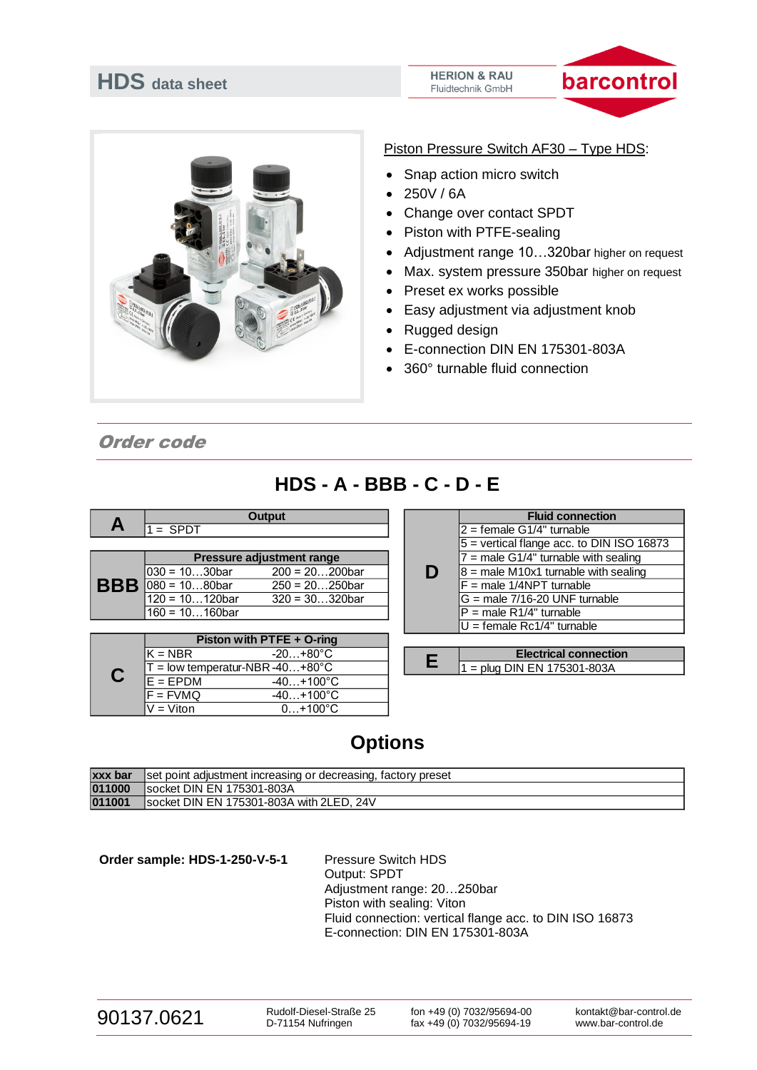# HDS data sheet

HERION & RAU
Fluidtechnik GmbH

barcontrol

Piston Pressure Switch AF30 – Type HDS:

- Snap action micro switch
- 250V / 6A
- Change over contact SPDT
- Piston with PTFE-sealing
- Adjustment range 10…320bar higher on request
- Max. system pressure 350bar higher on request
- Preset ex works possible
- Easy adjustment via adjustment knob
- Rugged design
- E-connection DIN EN 175301-803A
- 360° turnable fluid connection

## *Order code*

### HDS - A - BBB - C - D - E

| A | Output | |
|---|---|---|
| | 1 = SPDT | |

| BBB | Pressure adjustment range | |
|---|---|---|
| | 030 = 10…30bar | 200 = 20…200bar |
| | 080 = 10…80bar | 250 = 20…250bar |
| | 120 = 10…120bar | 320 = 30…320bar |
| | 160 = 10…160bar | |

| C | Piston with PTFE + O-ring | |
|---|---|---|
| | K = NBR | -20…+80°C |
| | T = low temperatur-NBR | -40…+80°C |
| | E = EPDM | -40…+100°C |
| | F = FVMQ | -40…+100°C |
| | V = Viton | 0…+100°C |

| D | Fluid connection |
|---|---|
| | 2 = female G1/4" turnable |
| | 5 = vertical flange acc. to DIN ISO 16873 |
| | 7 = male G1/4" turnable with sealing |
| | 8 = male M10x1 turnable with sealing |
| | F = male 1/4NPT turnable |
| | G = male 7/16-20 UNF turnable |
| | P = male R1/4" turnable |
| | U = female Rc1/4" turnable |

| E | Electrical connection |
|---|---|
| | 1 = plug DIN EN 175301-803A |

## Options

| | |
|---|---|
| **xxx bar** | set point adjustment increasing or decreasing, factory preset |
| **011000** | socket DIN EN 175301-803A |
| **011001** | socket DIN EN 175301-803A with 2LED, 24V |

**Order sample: HDS-1-250-V-5-1**

Pressure Switch HDS
Output: SPDT
Adjustment range: 20…250bar
Piston with sealing: Viton
Fluid connection: vertical flange acc. to DIN ISO 16873
E-connection: DIN EN 175301-803A

90137.0621

Rudolf-Diesel-Straße 25
D-71154 Nufringen

fon +49 (0) 7032/95694-00
fax +49 (0) 7032/95694-19

kontakt@bar-control.de
www.bar-control.de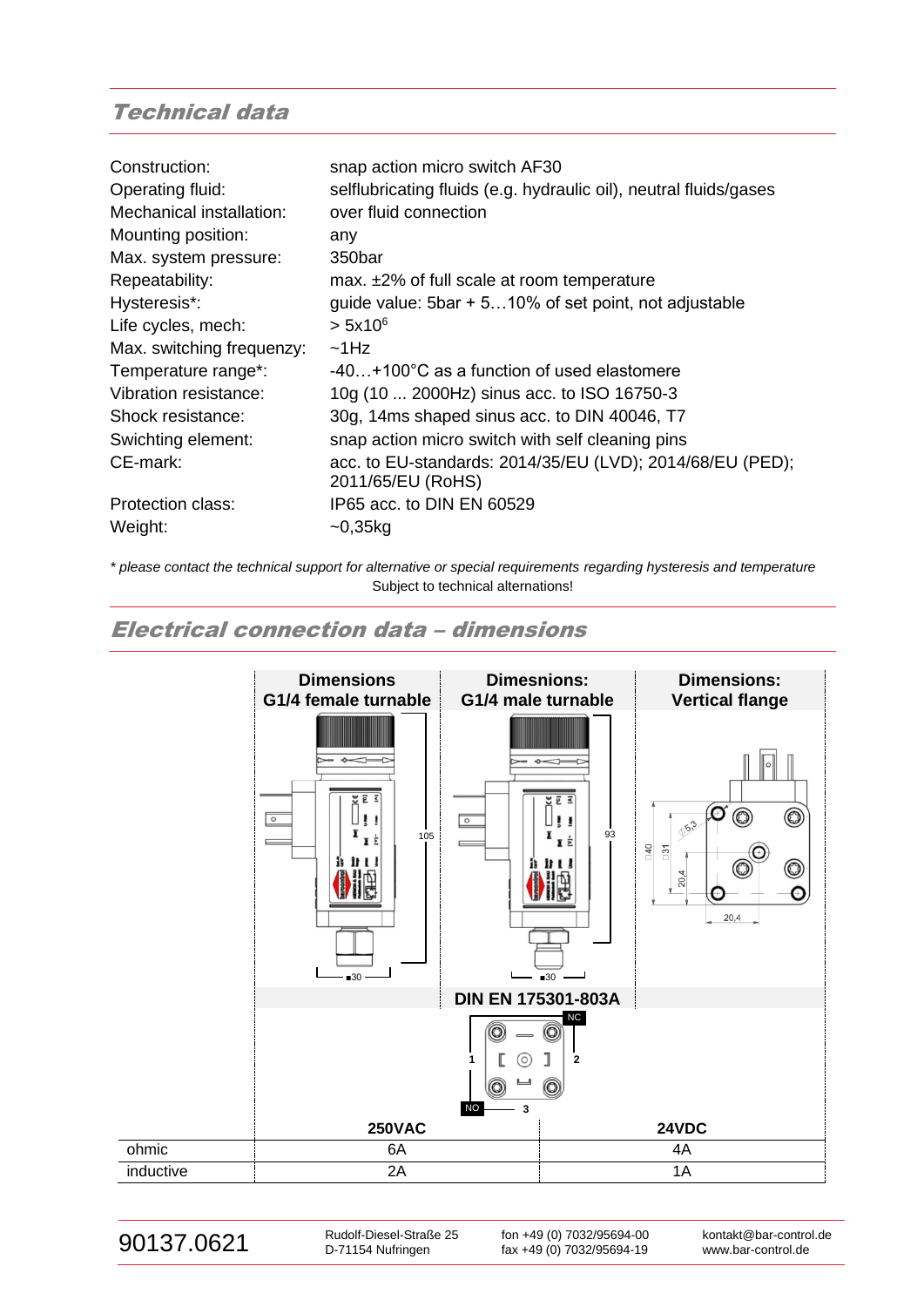## *Technical data*

| | |
|---|---|
| Construction: | snap action micro switch AF30 |
| Operating fluid: | selflubricating fluids (e.g. hydraulic oil), neutral fluids/gases |
| Mechanical installation: | over fluid connection |
| Mounting position: | any |
| Max. system pressure: | 350bar |
| Repeatability: | max. ±2% of full scale at room temperature |
| Hysteresis*: | guide value: 5bar + 5…10% of set point, not adjustable |
| Life cycles, mech: | > $5x10^6$ |
| Max. switching frequenzy: | ~1Hz |
| Temperature range*: | -40…+100°C as a function of used elastomere |
| Vibration resistance: | 10g (10 ... 2000Hz) sinus acc. to ISO 16750-3 |
| Shock resistance: | 30g, 14ms shaped sinus acc. to DIN 40046, T7 |
| Swichting element: | snap action micro switch with self cleaning pins |
| CE-mark: | acc. to EU-standards: 2014/35/EU (LVD); 2014/68/EU (PED); 2011/65/EU (RoHS) |
| Protection class: | IP65 acc. to DIN EN 60529 |
| Weight: | ~0,35kg |

*\* please contact the technical support for alternative or special requirements regarding hysteresis and temperature*

Subject to technical alternations!

## *Electrical connection data – dimensions*

**Dimensions G1/4 female turnable**

105

■30

**Dimesnions: G1/4 male turnable**

93

■30

**Dimensions: Vertical flange**

□40

□31

Ø5,3

20,4

20,4

**DIN EN 175301-803A**

NC

1

2

NO

3

| | 250VAC | 24VDC |
|---|---|---|
| ohmic | 6A | 4A |
| inductive | 2A | 1A |

90137.0621

Rudolf-Diesel-Straße 25
D-71154 Nufringen

fon +49 (0) 7032/95694-00
fax +49 (0) 7032/95694-19

kontakt@bar-control.de
www.bar-control.de